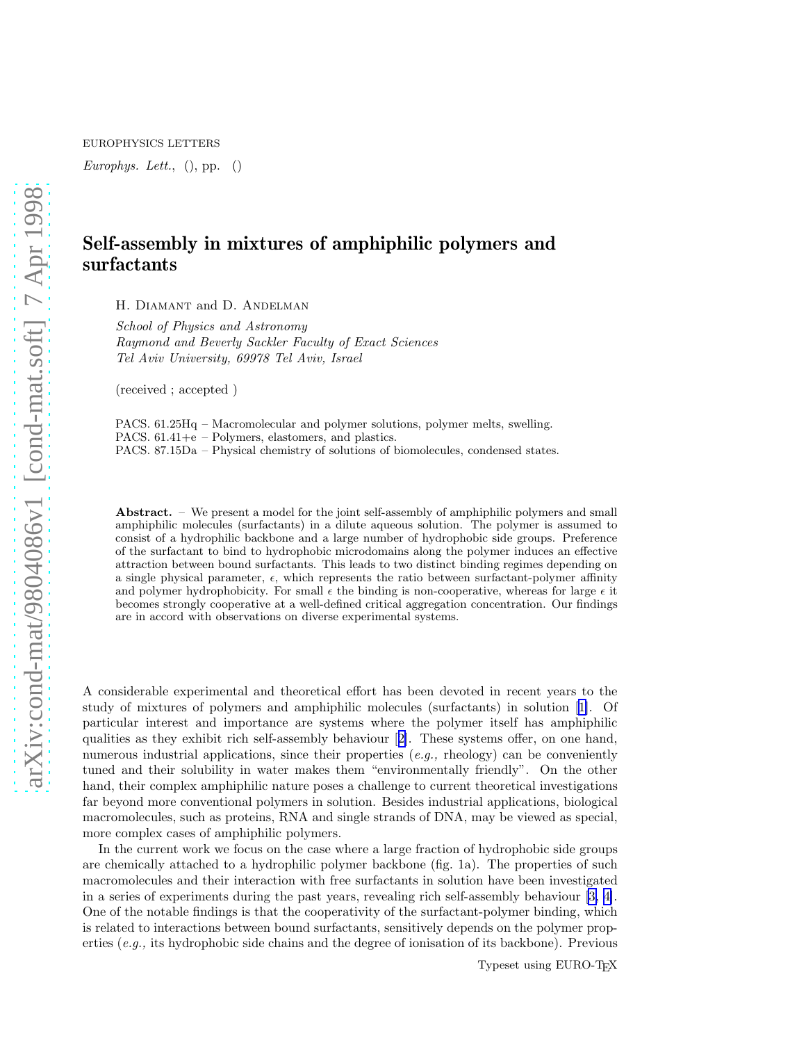EUROPHYSICS LETTERS

*Europhys. Lett.*, (), pp. ()

# Self-assembly in mixtures of amphiphilic polymers and surfactants

H. Diamant and D. Andelman

*School of Physics and Astronomy*
*Raymond and Beverly Sackler Faculty of Exact Sciences*
*Tel Aviv University, 69978 Tel Aviv, Israel*

(received ; accepted )

PACS. 61.25Hq – Macromolecular and polymer solutions, polymer melts, swelling.
PACS. 61.41+e – Polymers, elastomers, and plastics.
PACS. 87.15Da – Physical chemistry of solutions of biomolecules, condensed states.

**Abstract.** – We present a model for the joint self-assembly of amphiphilic polymers and small amphiphilic molecules (surfactants) in a dilute aqueous solution. The polymer is assumed to consist of a hydrophilic backbone and a large number of hydrophobic side groups. Preference of the surfactant to bind to hydrophobic microdomains along the polymer induces an effective attraction between bound surfactants. This leads to two distinct binding regimes depending on a single physical parameter, $\epsilon$, which represents the ratio between surfactant-polymer affinity and polymer hydrophobicity. For small $\epsilon$ the binding is non-cooperative, whereas for large $\epsilon$ it becomes strongly cooperative at a well-defined critical aggregation concentration. Our findings are in accord with observations on diverse experimental systems.

A considerable experimental and theoretical effort has been devoted in recent years to the study of mixtures of polymers and amphiphilic molecules (surfactants) in solution [1]. Of particular interest and importance are systems where the polymer itself has amphiphilic qualities as they exhibit rich self-assembly behaviour [2]. These systems offer, on one hand, numerous industrial applications, since their properties (*e.g.,* rheology) can be conveniently tuned and their solubility in water makes them "environmentally friendly". On the other hand, their complex amphiphilic nature poses a challenge to current theoretical investigations far beyond more conventional polymers in solution. Besides industrial applications, biological macromolecules, such as proteins, RNA and single strands of DNA, may be viewed as special, more complex cases of amphiphilic polymers.

In the current work we focus on the case where a large fraction of hydrophobic side groups are chemically attached to a hydrophilic polymer backbone (fig. 1a). The properties of such macromolecules and their interaction with free surfactants in solution have been investigated in a series of experiments during the past years, revealing rich self-assembly behaviour [3, 4]. One of the notable findings is that the cooperativity of the surfactant-polymer binding, which is related to interactions between bound surfactants, sensitively depends on the polymer properties (*e.g.,* its hydrophobic side chains and the degree of ionisation of its backbone). Previous

Typeset using EURO-TEX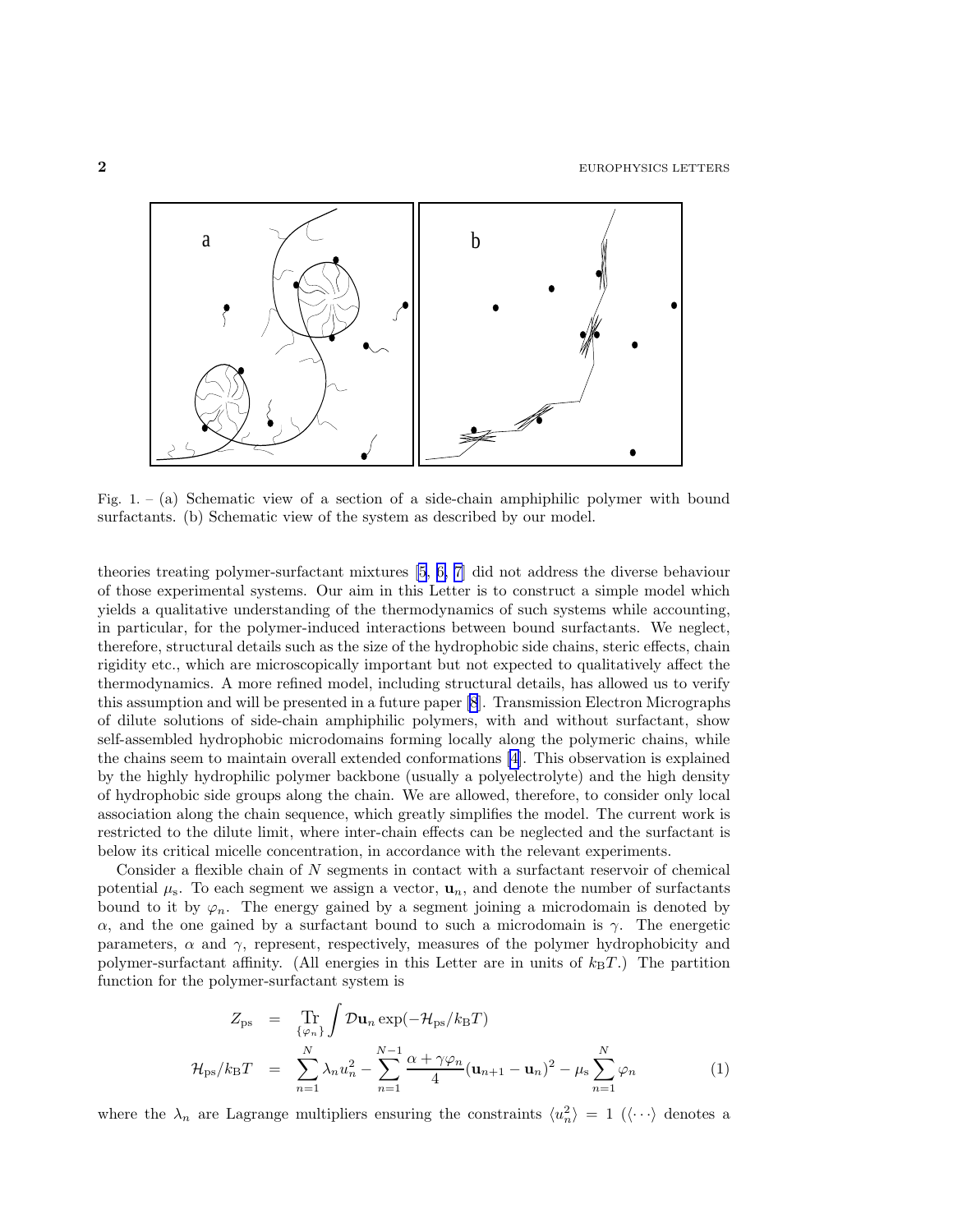Fig. 1. – (a) Schematic view of a section of a side-chain amphiphilic polymer with bound surfactants. (b) Schematic view of the system as described by our model.

theories treating polymer-surfactant mixtures [5, 6, 7] did not address the diverse behaviour of those experimental systems. Our aim in this Letter is to construct a simple model which yields a qualitative understanding of the thermodynamics of such systems while accounting, in particular, for the polymer-induced interactions between bound surfactants. We neglect, therefore, structural details such as the size of the hydrophobic side chains, steric effects, chain rigidity etc., which are microscopically important but not expected to qualitatively affect the thermodynamics. A more refined model, including structural details, has allowed us to verify this assumption and will be presented in a future paper [8]. Transmission Electron Micrographs of dilute solutions of side-chain amphiphilic polymers, with and without surfactant, show self-assembled hydrophobic microdomains forming locally along the polymeric chains, while the chains seem to maintain overall extended conformations [4]. This observation is explained by the highly hydrophilic polymer backbone (usually a polyelectrolyte) and the high density of hydrophobic side groups along the chain. We are allowed, therefore, to consider only local association along the chain sequence, which greatly simplifies the model. The current work is restricted to the dilute limit, where inter-chain effects can be neglected and the surfactant is below its critical micelle concentration, in accordance with the relevant experiments.

Consider a flexible chain of $N$ segments in contact with a surfactant reservoir of chemical potential $\mu_{\rm s}$. To each segment we assign a vector, $\mathbf{u}_n$, and denote the number of surfactants bound to it by $\varphi_n$. The energy gained by a segment joining a microdomain is denoted by $\alpha$, and the one gained by a surfactant bound to such a microdomain is $\gamma$. The energetic parameters, $\alpha$ and $\gamma$, represent, respectively, measures of the polymer hydrophobicity and polymer-surfactant affinity. (All energies in this Letter are in units of $k_{\rm B}T$.) The partition function for the polymer-surfactant system is

$$
\begin{aligned}
Z_{\rm ps} &= \operatorname*{Tr}_{\{\varphi_n\}} \int \mathcal{D}\mathbf{u}_n \exp(-\mathcal{H}_{\rm ps}/k_{\rm B}T) \\
\mathcal{H}_{\rm ps}/k_{\rm B}T &= \sum_{n=1}^{N} \lambda_n u_n^2 - \sum_{n=1}^{N-1} \frac{\alpha + \gamma\varphi_n}{4} (\mathbf{u}_{n+1} - \mathbf{u}_n)^2 - \mu_{\rm s} \sum_{n=1}^{N} \varphi_n
\end{aligned}
\tag{1}
$$

where the $\lambda_n$ are Lagrange multipliers ensuring the constraints $\langle u_n^2 \rangle = 1$ ($\langle \cdots \rangle$ denotes a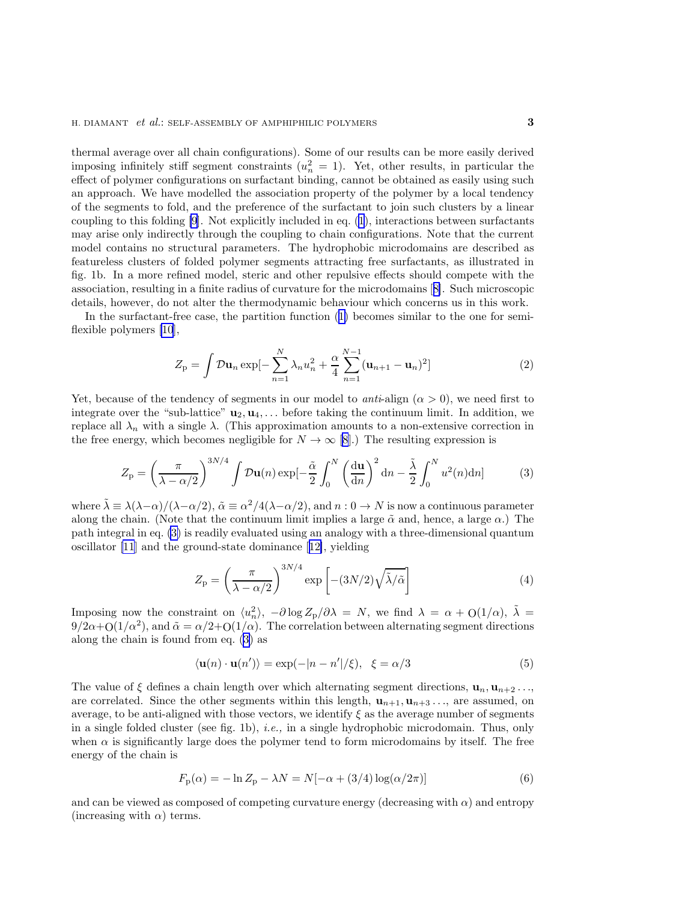thermal average over all chain configurations). Some of our results can be more easily derived imposing infinitely stiff segment constraints ($u_n^2 = 1$). Yet, other results, in particular the effect of polymer configurations on surfactant binding, cannot be obtained as easily using such an approach. We have modelled the association property of the polymer by a local tendency of the segments to fold, and the preference of the surfactant to join such clusters by a linear coupling to this folding [9]. Not explicitly included in eq. (1), interactions between surfactants may arise only indirectly through the coupling to chain configurations. Note that the current model contains no structural parameters. The hydrophobic microdomains are described as featureless clusters of folded polymer segments attracting free surfactants, as illustrated in fig. 1b. In a more refined model, steric and other repulsive effects should compete with the association, resulting in a finite radius of curvature for the microdomains [8]. Such microscopic details, however, do not alter the thermodynamic behaviour which concerns us in this work.

In the surfactant-free case, the partition function (1) becomes similar to the one for semi-flexible polymers [10],

$$Z_{\mathrm{p}} = \int \mathcal{D}\mathbf{u}_n \exp[-\sum_{n=1}^{N} \lambda_n u_n^2 + \frac{\alpha}{4} \sum_{n=1}^{N-1} (\mathbf{u}_{n+1} - \mathbf{u}_n)^2] \tag{2}$$

Yet, because of the tendency of segments in our model to *anti*-align ($\alpha > 0$), we need first to integrate over the "sub-lattice" $\mathbf{u}_2, \mathbf{u}_4, \ldots$ before taking the continuum limit. In addition, we replace all $\lambda_n$ with a single $\lambda$. (This approximation amounts to a non-extensive correction in the free energy, which becomes negligible for $N \to \infty$ [8].) The resulting expression is

$$Z_{\mathrm{p}} = \left(\frac{\pi}{\lambda - \alpha/2}\right)^{3N/4} \int \mathcal{D}\mathbf{u}(n) \exp[-\frac{\tilde{\alpha}}{2} \int_0^N \left(\frac{\mathrm{d}\mathbf{u}}{\mathrm{d}n}\right)^2 \mathrm{d}n - \frac{\tilde{\lambda}}{2} \int_0^N u^2(n) \mathrm{d}n] \tag{3}$$

where $\tilde{\lambda} \equiv \lambda(\lambda - \alpha)/(\lambda - \alpha/2)$, $\tilde{\alpha} \equiv \alpha^2/4(\lambda - \alpha/2)$, and $n : 0 \to N$ is now a continuous parameter along the chain. (Note that the continuum limit implies a large $\tilde{\alpha}$ and, hence, a large $\alpha$.) The path integral in eq. (3) is readily evaluated using an analogy with a three-dimensional quantum oscillator [11] and the ground-state dominance [12], yielding

$$Z_{\mathrm{p}} = \left(\frac{\pi}{\lambda - \alpha/2}\right)^{3N/4} \exp\left[-(3N/2)\sqrt{\tilde{\lambda}/\tilde{\alpha}}\right] \tag{4}$$

Imposing now the constraint on $\langle u_n^2 \rangle$, $-\partial \log Z_{\mathrm{p}}/\partial\lambda = N$, we find $\lambda = \alpha + \mathrm{O}(1/\alpha)$, $\tilde{\lambda} = 9/2\alpha + \mathrm{O}(1/\alpha^2)$, and $\tilde{\alpha} = \alpha/2 + \mathrm{O}(1/\alpha)$. The correlation between alternating segment directions along the chain is found from eq. (3) as

$$\langle \mathbf{u}(n) \cdot \mathbf{u}(n') \rangle = \exp(-|n - n'|/\xi), \quad \xi = \alpha/3 \tag{5}$$

The value of $\xi$ defines a chain length over which alternating segment directions, $\mathbf{u}_n, \mathbf{u}_{n+2} \ldots$, are correlated. Since the other segments within this length, $\mathbf{u}_{n+1}, \mathbf{u}_{n+3} \ldots$, are assumed, on average, to be anti-aligned with those vectors, we identify $\xi$ as the average number of segments in a single folded cluster (see fig. 1b), *i.e.,* in a single hydrophobic microdomain. Thus, only when $\alpha$ is significantly large does the polymer tend to form microdomains by itself. The free energy of the chain is

$$F_{\mathrm{p}}(\alpha) = -\ln Z_{\mathrm{p}} - \lambda N = N[-\alpha + (3/4)\log(\alpha/2\pi)] \tag{6}$$

and can be viewed as composed of competing curvature energy (decreasing with $\alpha$) and entropy (increasing with $\alpha$) terms.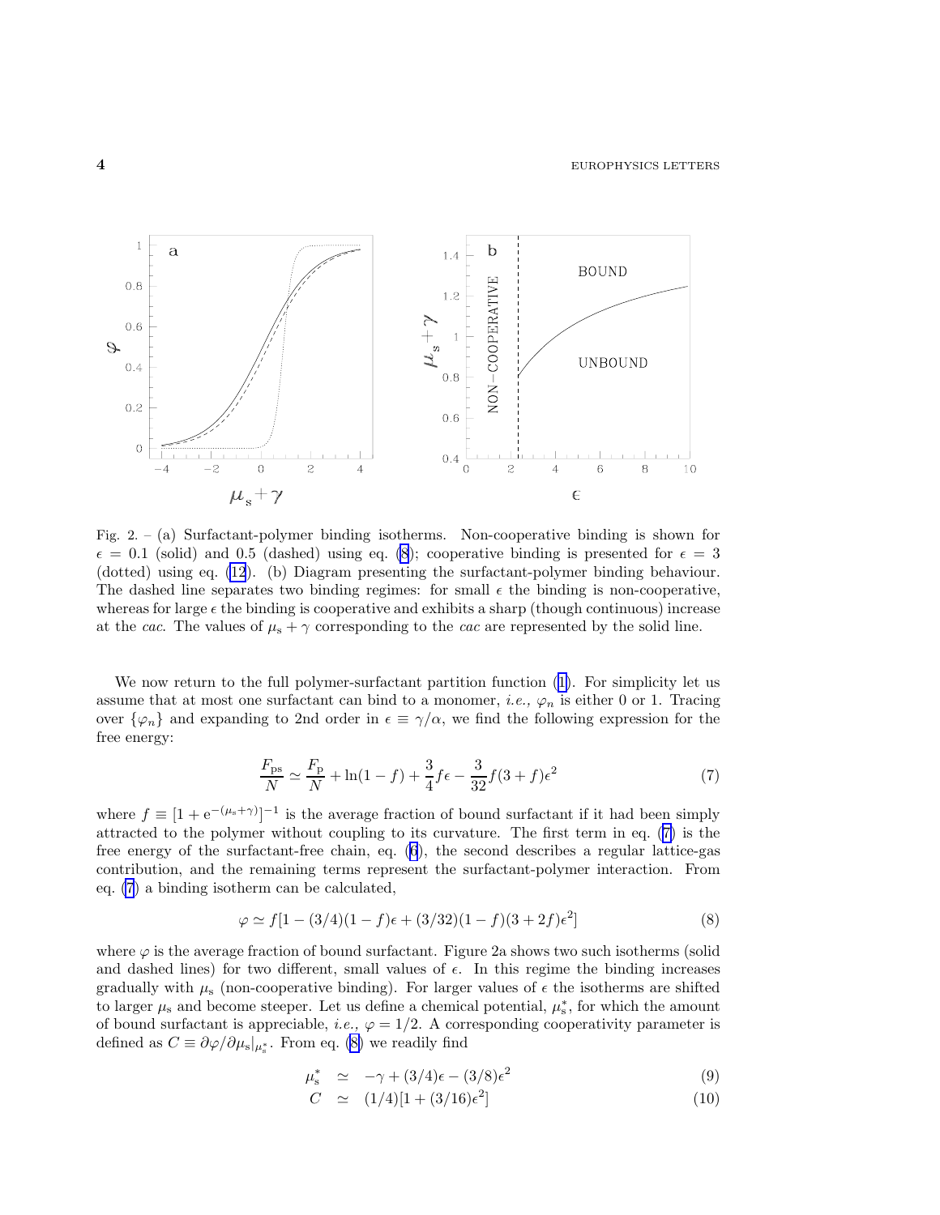Fig. 2. – (a) Surfactant-polymer binding isotherms. Non-cooperative binding is shown for $\epsilon = 0.1$ (solid) and 0.5 (dashed) using eq. (8); cooperative binding is presented for $\epsilon = 3$ (dotted) using eq. (12). (b) Diagram presenting the surfactant-polymer binding behaviour. The dashed line separates two binding regimes: for small $\epsilon$ the binding is non-cooperative, whereas for large $\epsilon$ the binding is cooperative and exhibits a sharp (though continuous) increase at the *cac*. The values of $\mu_s + \gamma$ corresponding to the *cac* are represented by the solid line.

We now return to the full polymer-surfactant partition function (1). For simplicity let us assume that at most one surfactant can bind to a monomer, *i.e.*, $\varphi_n$ is either 0 or 1. Tracing over $\{\varphi_n\}$ and expanding to 2nd order in $\epsilon \equiv \gamma/\alpha$, we find the following expression for the free energy:

$$\frac{F_{\rm ps}}{N} \simeq \frac{F_{\rm p}}{N} + \ln(1-f) + \frac{3}{4} f\epsilon - \frac{3}{32} f(3+f)\epsilon^2 \tag{7}$$

where $f \equiv [1 + {\rm e}^{-(\mu_s+\gamma)}]^{-1}$ is the average fraction of bound surfactant if it had been simply attracted to the polymer without coupling to its curvature. The first term in eq. (7) is the free energy of the surfactant-free chain, eq. (6), the second describes a regular lattice-gas contribution, and the remaining terms represent the surfactant-polymer interaction. From eq. (7) a binding isotherm can be calculated,

$$\varphi \simeq f[1 - (3/4)(1-f)\epsilon + (3/32)(1-f)(3+2f)\epsilon^2] \tag{8}$$

where $\varphi$ is the average fraction of bound surfactant. Figure 2a shows two such isotherms (solid and dashed lines) for two different, small values of $\epsilon$. In this regime the binding increases gradually with $\mu_s$ (non-cooperative binding). For larger values of $\epsilon$ the isotherms are shifted to larger $\mu_s$ and become steeper. Let us define a chemical potential, $\mu_s^*$, for which the amount of bound surfactant is appreciable, *i.e.*, $\varphi = 1/2$. A corresponding cooperativity parameter is defined as $C \equiv \partial\varphi/\partial\mu_s|_{\mu_s^*}$. From eq. (8) we readily find

$$\mu_s^* \simeq -\gamma + (3/4)\epsilon - (3/8)\epsilon^2 \tag{9}$$

$$C \simeq (1/4)[1 + (3/16)\epsilon^2] \tag{10}$$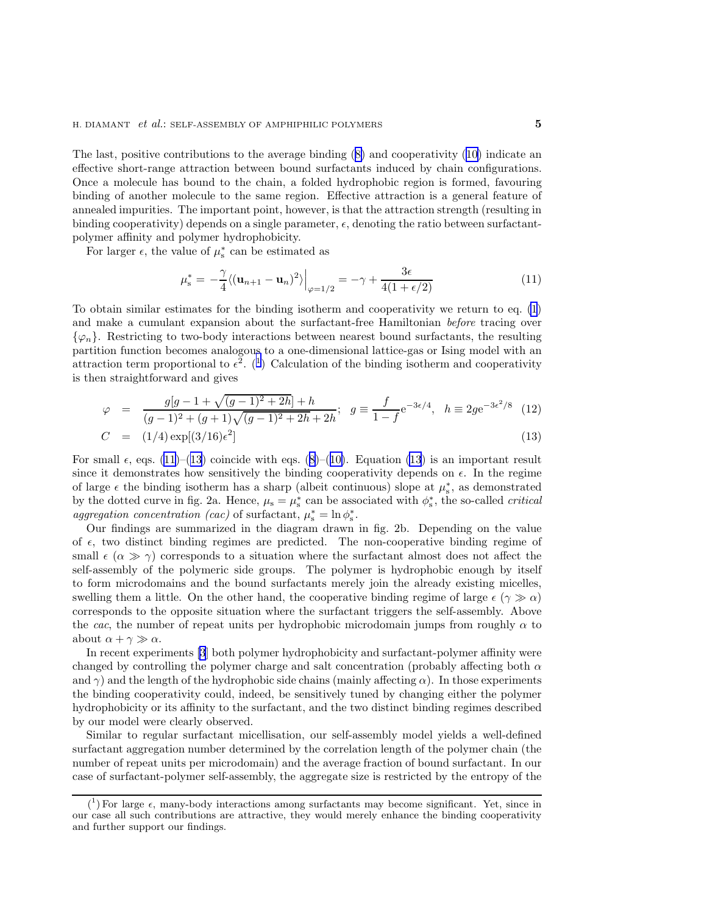The last, positive contributions to the average binding (8) and cooperativity (10) indicate an effective short-range attraction between bound surfactants induced by chain configurations. Once a molecule has bound to the chain, a folded hydrophobic region is formed, favouring binding of another molecule to the same region. Effective attraction is a general feature of annealed impurities. The important point, however, is that the attraction strength (resulting in binding cooperativity) depends on a single parameter, $\epsilon$, denoting the ratio between surfactant-polymer affinity and polymer hydrophobicity.

For larger $\epsilon$, the value of $\mu_{\rm s}^*$ can be estimated as

$$\mu_{\rm s}^* = -\frac{\gamma}{4}\langle(\mathbf{u}_{n+1}-\mathbf{u}_n)^2\rangle\Big|_{\varphi=1/2} = -\gamma + \frac{3\epsilon}{4(1+\epsilon/2)} \tag{11}$$

To obtain similar estimates for the binding isotherm and cooperativity we return to eq. (1) and make a cumulant expansion about the surfactant-free Hamiltonian *before* tracing over $\{\varphi_n\}$. Restricting to two-body interactions between nearest bound surfactants, the resulting partition function becomes analogous to a one-dimensional lattice-gas or Ising model with an attraction term proportional to $\epsilon^2$. ([1]) Calculation of the binding isotherm and cooperativity is then straightforward and gives

$$\varphi = \frac{g[g-1+\sqrt{(g-1)^2+2h}]+h}{(g-1)^2+(g+1)\sqrt{(g-1)^2+2h}+2h}; \quad g \equiv \frac{f}{1-f}{\rm e}^{-3\epsilon/4}, \quad h \equiv 2g{\rm e}^{-3\epsilon^2/8} \tag{12}$$

$$C = (1/4)\exp[(3/16)\epsilon^2] \tag{13}$$

For small $\epsilon$, eqs. (11)–(13) coincide with eqs. (8)–(10). Equation (13) is an important result since it demonstrates how sensitively the binding cooperativity depends on $\epsilon$. In the regime of large $\epsilon$ the binding isotherm has a sharp (albeit continuous) slope at $\mu_{\rm s}^*$, as demonstrated by the dotted curve in fig. 2a. Hence, $\mu_{\rm s} = \mu_{\rm s}^*$ can be associated with $\phi_{\rm s}^*$, the so-called *critical aggregation concentration (cac)* of surfactant, $\mu_{\rm s}^* = \ln\phi_{\rm s}^*$.

Our findings are summarized in the diagram drawn in fig. 2b. Depending on the value of $\epsilon$, two distinct binding regimes are predicted. The non-cooperative binding regime of small $\epsilon$ ($\alpha \gg \gamma$) corresponds to a situation where the surfactant almost does not affect the self-assembly of the polymeric side groups. The polymer is hydrophobic enough by itself to form microdomains and the bound surfactants merely join the already existing micelles, swelling them a little. On the other hand, the cooperative binding regime of large $\epsilon$ ($\gamma \gg \alpha$) corresponds to the opposite situation where the surfactant triggers the self-assembly. Above the *cac*, the number of repeat units per hydrophobic microdomain jumps from roughly $\alpha$ to about $\alpha+\gamma \gg \alpha$.

In recent experiments [3] both polymer hydrophobicity and surfactant-polymer affinity were changed by controlling the polymer charge and salt concentration (probably affecting both $\alpha$ and $\gamma$) and the length of the hydrophobic side chains (mainly affecting $\alpha$). In those experiments the binding cooperativity could, indeed, be sensitively tuned by changing either the polymer hydrophobicity or its affinity to the surfactant, and the two distinct binding regimes described by our model were clearly observed.

Similar to regular surfactant micellisation, our self-assembly model yields a well-defined surfactant aggregation number determined by the correlation length of the polymer chain (the number of repeat units per microdomain) and the average fraction of bound surfactant. In our case of surfactant-polymer self-assembly, the aggregate size is restricted by the entropy of the

---

([1]) For large $\epsilon$, many-body interactions among surfactants may become significant. Yet, since in our case all such contributions are attractive, they would merely enhance the binding cooperativity and further support our findings.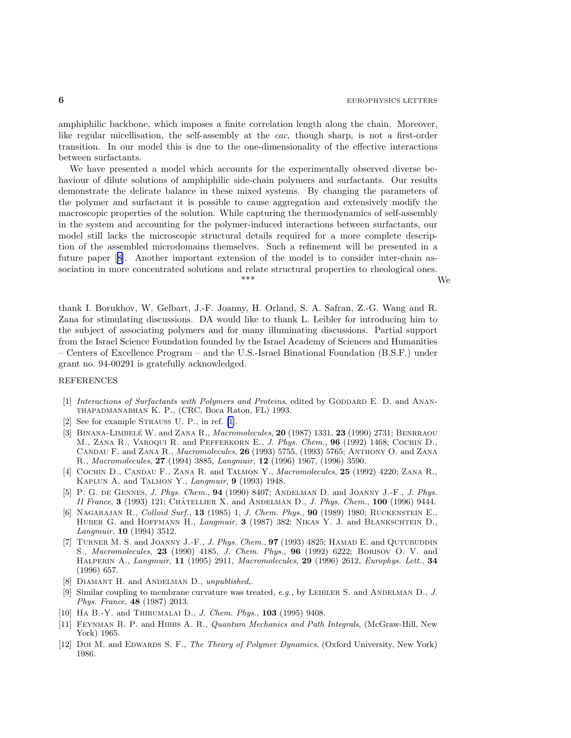amphiphilic backbone, which imposes a finite correlation length along the chain. Moreover, like regular micellisation, the self-assembly at the *cac*, though sharp, is not a first-order transition. In our model this is due to the one-dimensionality of the effective interactions between surfactants.

We have presented a model which accounts for the experimentally observed diverse behaviour of dilute solutions of amphiphilic side-chain polymers and surfactants. Our results demonstrate the delicate balance in these mixed systems. By changing the parameters of the polymer and surfactant it is possible to cause aggregation and extensively modify the macroscopic properties of the solution. While capturing the thermodynamics of self-assembly in the system and accounting for the polymer-induced interactions between surfactants, our model still lacks the microscopic structural details required for a more complete description of the assembled microdomains themselves. Such a refinement will be presented in a future paper [8]. Another important extension of the model is to consider inter-chain association in more concentrated solutions and relate structural properties to rheological ones.

\*\*\*

We thank I. Borukhov, W. Gelbart, J.-F. Joanny, H. Orland, S. A. Safran, Z.-G. Wang and R. Zana for stimulating discussions. DA would like to thank L. Leibler for introducing him to the subject of associating polymers and for many illuminating discussions. Partial support from the Israel Science Foundation founded by the Israel Academy of Sciences and Humanities – Centers of Excellence Program – and the U.S.-Israel Binational Foundation (B.S.F.) under grant no. 94-00291 is gratefully acknowledged.

REFERENCES

[1] *Interactions of Surfactants with Polymers and Proteins*, edited by Goddard E. D. and Ananthapadmanabhan K. P., (CRC, Boca Raton, FL) 1993.
[2] See for example Strauss U. P., in ref. [1].
[3] Binana-Limbelé W. and Zana R., *Macromolecules*, **20** (1987) 1331, **23** (1990) 2731; Benrraou M., Zana R., Varoqui R. and Pefferkorn E., *J. Phys. Chem.*, **96** (1992) 1468; Cochin D., Candau F. and Zana R., *Macromolecules*, **26** (1993) 5755, (1993) 5765; Anthony O. and Zana R., *Macromolecules*, **27** (1994) 3885, *Langmuir*, **12** (1996) 1967, (1996) 3590.
[4] Cochin D., Candau F., Zana R. and Talmon Y., *Macromolecules*, **25** (1992) 4220; Zana R., Kaplun A. and Talmon Y., *Langmuir*, **9** (1993) 1948.
[5] P. G. de Gennes, *J. Phys. Chem.*, **94** (1990) 8407; Andelman D. and Joanny J.-F., *J. Phys. II France*, **3** (1993) 121; Châtellier X. and Andelman D., *J. Phys. Chem.*, **100** (1996) 9444.
[6] Nagarajan R., *Colloid Surf.*, **13** (1985) 1, *J. Chem. Phys.*, **90** (1989) 1980; Ruckenstein E., Huber G. and Hoffmann H., *Langmuir*, **3** (1987) 382; Nikas Y. J. and Blankschtein D., *Langmuir*, **10** (1994) 3512.
[7] Turner M. S. and Joanny J.-F., *J. Phys. Chem.*, **97** (1993) 4825; Hamad E. and Qutubuddin S., *Macromolecules*, **23** (1990) 4185, *J. Chem. Phys.*, **96** (1992) 6222; Borisov O. V. and Halperin A., *Langmuir*, **11** (1995) 2911, *Macromolecules*, **29** (1996) 2612, *Europhys. Lett.*, **34** (1996) 657.
[8] Diamant H. and Andelman D., *unpublished*,.
[9] Similar coupling to membrane curvature was treated, *e.g.,* by Leibler S. and Andelman D., *J. Phys. France*, **48** (1987) 2013.
[10] Ha B.-Y. and Thirumalai D., *J. Chem. Phys.*, **103** (1995) 9408.
[11] Feynman R. P. and Hibbs A. R., *Quantum Mechanics and Path Integrals*, (McGraw-Hill, New York) 1965.
[12] Doi M. and Edwards S. F., *The Theory of Polymer Dynamics*, (Oxford University, New York) 1986.